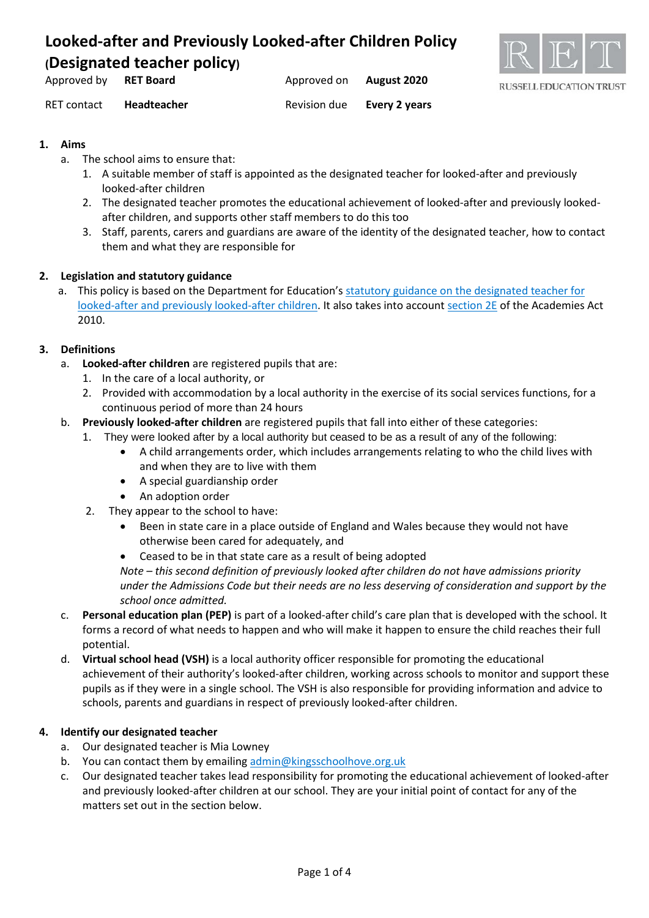# Looked-after and Previously Looked-after Children Policy (Designated teacher policy)

| Approved by | **RET Board** | Approved on | **August 2020** |
|---|---|---|---|
| RET contact | **Headteacher** | Revision due | **Every 2 years** |

RUSSELL EDUCATION TRUST

## 1. Aims

a. The school aims to ensure that:
   1. A suitable member of staff is appointed as the designated teacher for looked-after and previously looked-after children
   2. The designated teacher promotes the educational achievement of looked-after and previously looked-after children, and supports other staff members to do this too
   3. Staff, parents, carers and guardians are aware of the identity of the designated teacher, how to contact them and what they are responsible for

## 2. Legislation and statutory guidance

a. This policy is based on the Department for Education's statutory guidance on the designated teacher for looked-after and previously looked-after children. It also takes into account section 2E of the Academies Act 2010.

## 3. Definitions

a. **Looked-after children** are registered pupils that are:
   1. In the care of a local authority, or
   2. Provided with accommodation by a local authority in the exercise of its social services functions, for a continuous period of more than 24 hours

b. **Previously looked-after children** are registered pupils that fall into either of these categories:
   1. They were looked after by a local authority but ceased to be as a result of any of the following:
      - A child arrangements order, which includes arrangements relating to who the child lives with and when they are to live with them
      - A special guardianship order
      - An adoption order
   2. They appear to the school to have:
      - Been in state care in a place outside of England and Wales because they would not have otherwise been cared for adequately, and
      - Ceased to be in that state care as a result of being adopted

      *Note – this second definition of previously looked after children do not have admissions priority under the Admissions Code but their needs are no less deserving of consideration and support by the school once admitted.*

c. **Personal education plan (PEP)** is part of a looked-after child's care plan that is developed with the school. It forms a record of what needs to happen and who will make it happen to ensure the child reaches their full potential.

d. **Virtual school head (VSH)** is a local authority officer responsible for promoting the educational achievement of their authority's looked-after children, working across schools to monitor and support these pupils as if they were in a single school. The VSH is also responsible for providing information and advice to schools, parents and guardians in respect of previously looked-after children.

## 4. Identify our designated teacher

a. Our designated teacher is Mia Lowney

b. You can contact them by emailing admin@kingsschoolhove.org.uk

c. Our designated teacher takes lead responsibility for promoting the educational achievement of looked-after and previously looked-after children at our school. They are your initial point of contact for any of the matters set out in the section below.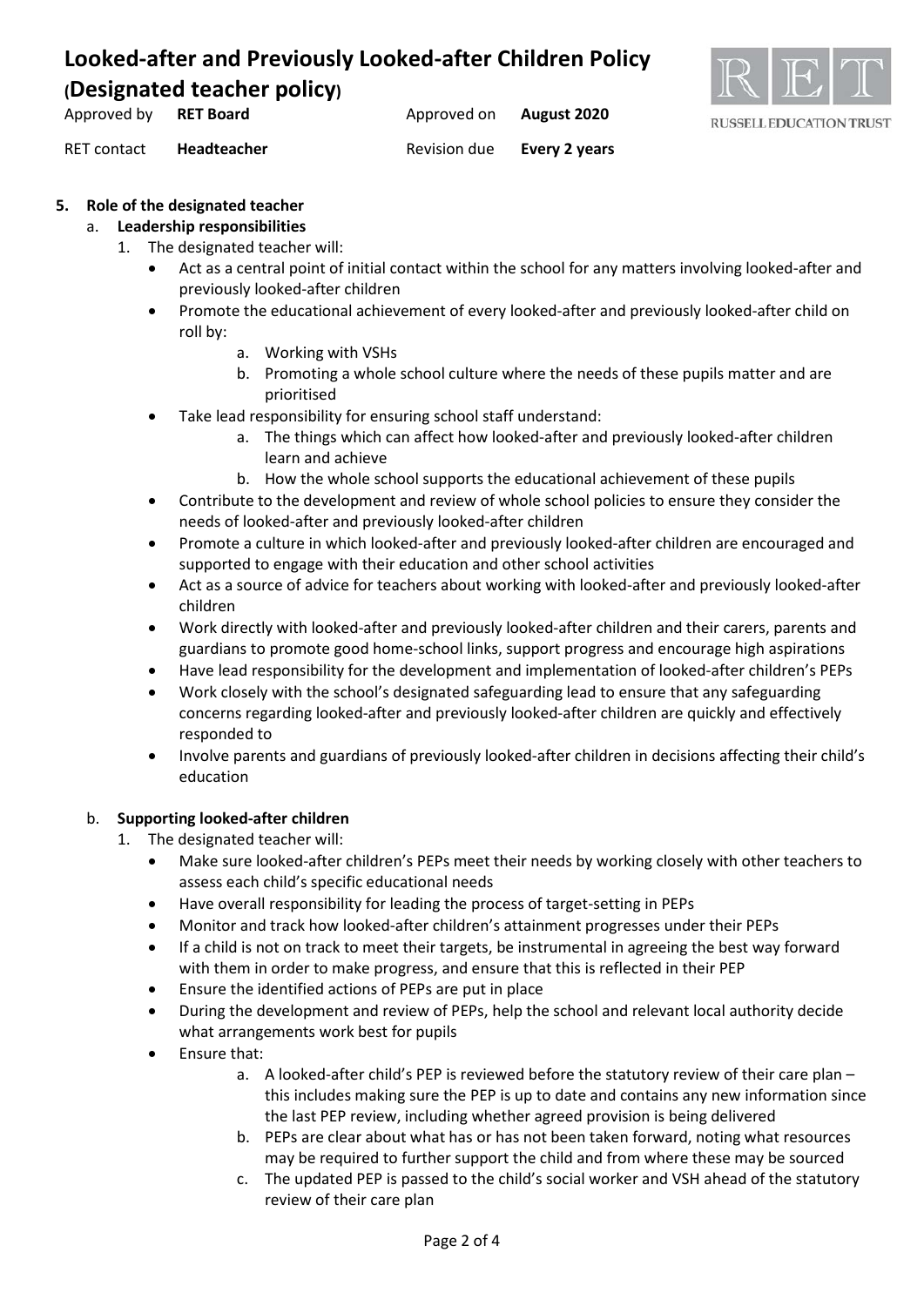## 5. Role of the designated teacher

### a. Leadership responsibilities

1. The designated teacher will:
   - Act as a central point of initial contact within the school for any matters involving looked-after and previously looked-after children
   - Promote the educational achievement of every looked-after and previously looked-after child on roll by:
     a. Working with VSHs
     b. Promoting a whole school culture where the needs of these pupils matter and are prioritised
   - Take lead responsibility for ensuring school staff understand:
     a. The things which can affect how looked-after and previously looked-after children learn and achieve
     b. How the whole school supports the educational achievement of these pupils
   - Contribute to the development and review of whole school policies to ensure they consider the needs of looked-after and previously looked-after children
   - Promote a culture in which looked-after and previously looked-after children are encouraged and supported to engage with their education and other school activities
   - Act as a source of advice for teachers about working with looked-after and previously looked-after children
   - Work directly with looked-after and previously looked-after children and their carers, parents and guardians to promote good home-school links, support progress and encourage high aspirations
   - Have lead responsibility for the development and implementation of looked-after children's PEPs
   - Work closely with the school's designated safeguarding lead to ensure that any safeguarding concerns regarding looked-after and previously looked-after children are quickly and effectively responded to
   - Involve parents and guardians of previously looked-after children in decisions affecting their child's education

### b. Supporting looked-after children

1. The designated teacher will:
   - Make sure looked-after children's PEPs meet their needs by working closely with other teachers to assess each child's specific educational needs
   - Have overall responsibility for leading the process of target-setting in PEPs
   - Monitor and track how looked-after children's attainment progresses under their PEPs
   - If a child is not on track to meet their targets, be instrumental in agreeing the best way forward with them in order to make progress, and ensure that this is reflected in their PEP
   - Ensure the identified actions of PEPs are put in place
   - During the development and review of PEPs, help the school and relevant local authority decide what arrangements work best for pupils
   - Ensure that:
     a. A looked-after child's PEP is reviewed before the statutory review of their care plan – this includes making sure the PEP is up to date and contains any new information since the last PEP review, including whether agreed provision is being delivered
     b. PEPs are clear about what has or has not been taken forward, noting what resources may be required to further support the child and from where these may be sourced
     c. The updated PEP is passed to the child's social worker and VSH ahead of the statutory review of their care plan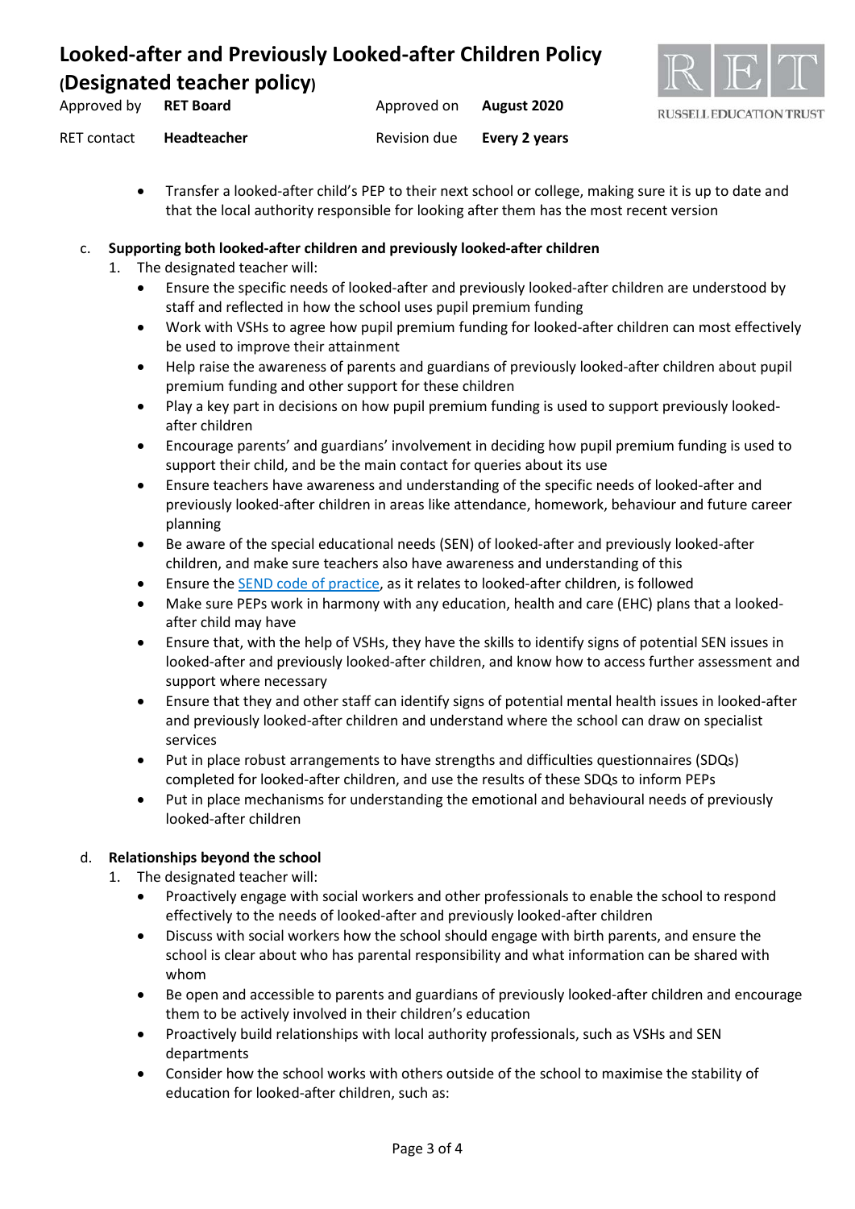- Transfer a looked-after child's PEP to their next school or college, making sure it is up to date and that the local authority responsible for looking after them has the most recent version

c. **Supporting both looked-after children and previously looked-after children**

1. The designated teacher will:
   - Ensure the specific needs of looked-after and previously looked-after children are understood by staff and reflected in how the school uses pupil premium funding
   - Work with VSHs to agree how pupil premium funding for looked-after children can most effectively be used to improve their attainment
   - Help raise the awareness of parents and guardians of previously looked-after children about pupil premium funding and other support for these children
   - Play a key part in decisions on how pupil premium funding is used to support previously looked-after children
   - Encourage parents' and guardians' involvement in deciding how pupil premium funding is used to support their child, and be the main contact for queries about its use
   - Ensure teachers have awareness and understanding of the specific needs of looked-after and previously looked-after children in areas like attendance, homework, behaviour and future career planning
   - Be aware of the special educational needs (SEN) of looked-after and previously looked-after children, and make sure teachers also have awareness and understanding of this
   - Ensure the SEND code of practice, as it relates to looked-after children, is followed
   - Make sure PEPs work in harmony with any education, health and care (EHC) plans that a looked-after child may have
   - Ensure that, with the help of VSHs, they have the skills to identify signs of potential SEN issues in looked-after and previously looked-after children, and know how to access further assessment and support where necessary
   - Ensure that they and other staff can identify signs of potential mental health issues in looked-after and previously looked-after children and understand where the school can draw on specialist services
   - Put in place robust arrangements to have strengths and difficulties questionnaires (SDQs) completed for looked-after children, and use the results of these SDQs to inform PEPs
   - Put in place mechanisms for understanding the emotional and behavioural needs of previously looked-after children

d. **Relationships beyond the school**

1. The designated teacher will:
   - Proactively engage with social workers and other professionals to enable the school to respond effectively to the needs of looked-after and previously looked-after children
   - Discuss with social workers how the school should engage with birth parents, and ensure the school is clear about who has parental responsibility and what information can be shared with whom
   - Be open and accessible to parents and guardians of previously looked-after children and encourage them to be actively involved in their children's education
   - Proactively build relationships with local authority professionals, such as VSHs and SEN departments
   - Consider how the school works with others outside of the school to maximise the stability of education for looked-after children, such as: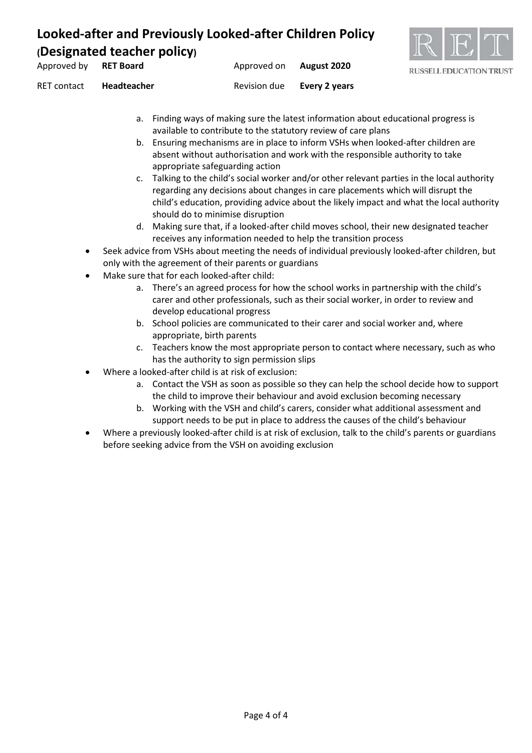a. Finding ways of making sure the latest information about educational progress is available to contribute to the statutory review of care plans
   b. Ensuring mechanisms are in place to inform VSHs when looked-after children are absent without authorisation and work with the responsible authority to take appropriate safeguarding action
   c. Talking to the child's social worker and/or other relevant parties in the local authority regarding any decisions about changes in care placements which will disrupt the child's education, providing advice about the likely impact and what the local authority should do to minimise disruption
   d. Making sure that, if a looked-after child moves school, their new designated teacher receives any information needed to help the transition process
- Seek advice from VSHs about meeting the needs of individual previously looked-after children, but only with the agreement of their parents or guardians
- Make sure that for each looked-after child:
   a. There's an agreed process for how the school works in partnership with the child's carer and other professionals, such as their social worker, in order to review and develop educational progress
   b. School policies are communicated to their carer and social worker and, where appropriate, birth parents
   c. Teachers know the most appropriate person to contact where necessary, such as who has the authority to sign permission slips
- Where a looked-after child is at risk of exclusion:
   a. Contact the VSH as soon as possible so they can help the school decide how to support the child to improve their behaviour and avoid exclusion becoming necessary
   b. Working with the VSH and child's carers, consider what additional assessment and support needs to be put in place to address the causes of the child's behaviour
- Where a previously looked-after child is at risk of exclusion, talk to the child's parents or guardians before seeking advice from the VSH on avoiding exclusion